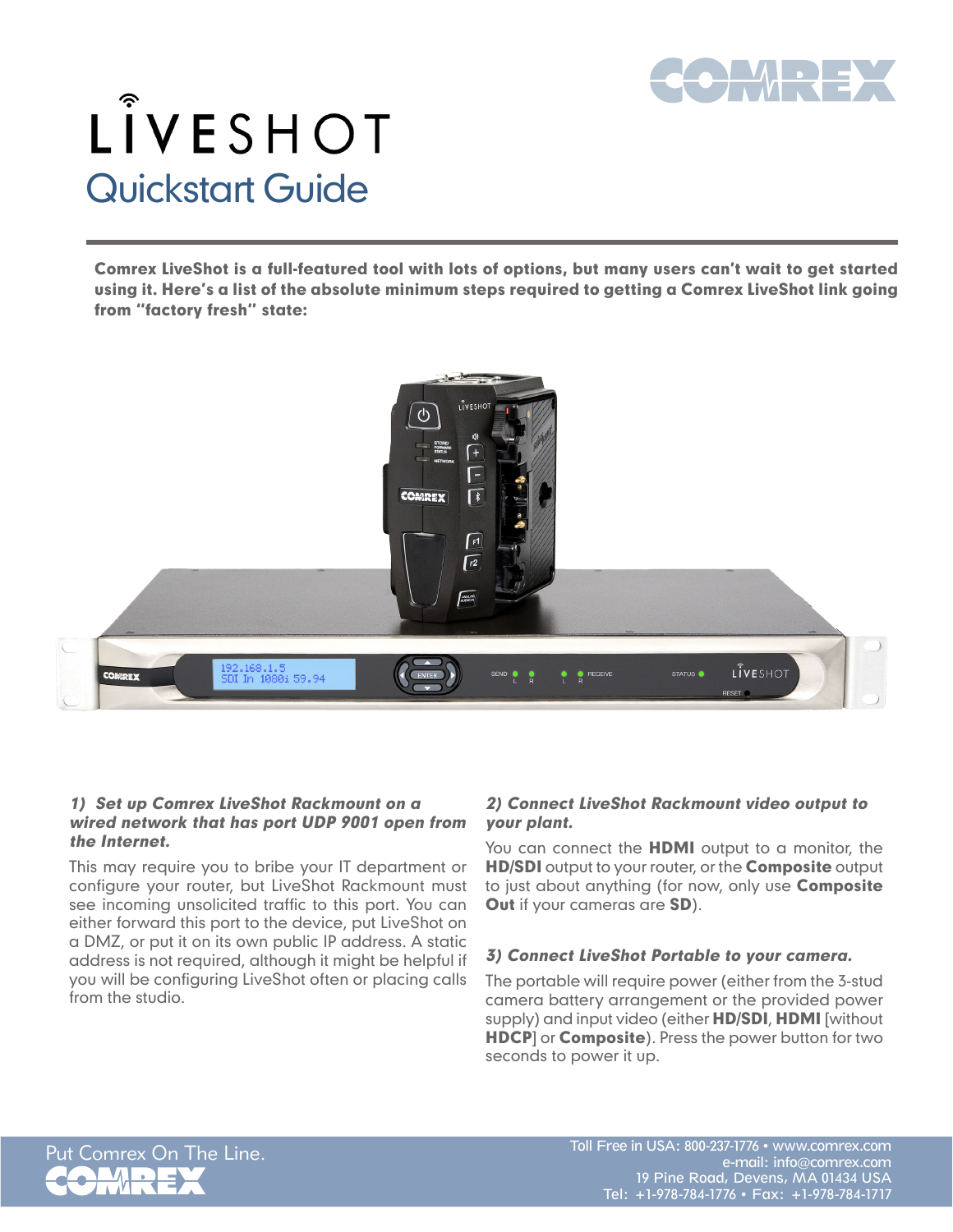# LIVESHOT

## Quickstart Guide

**Comrex LiveShot is a full-featured tool with lots of options, but many users can't wait to get started using it. Here's a list of the absolute minimum steps required to getting a Comrex LiveShot link going from "factory fresh" state:**

### *1) Set up Comrex LiveShot Rackmount on a wired network that has port UDP 9001 open from the Internet.*

This may require you to bribe your IT department or configure your router, but LiveShot Rackmount must see incoming unsolicited traffic to this port. You can either forward this port to the device, put LiveShot on a DMZ, or put it on its own public IP address. A static address is not required, although it might be helpful if you will be configuring LiveShot often or placing calls from the studio.

### *2) Connect LiveShot Rackmount video output to your plant.*

You can connect the **HDMI** output to a monitor, the **HD/SDI** output to your router, or the **Composite** output to just about anything (for now, only use **Composite Out** if your cameras are **SD**).

### *3) Connect LiveShot Portable to your camera.*

The portable will require power (either from the 3-stud camera battery arrangement or the provided power supply) and input video (either **HD/SDI**, **HDMI** [without **HDCP**] or **Composite**). Press the power button for two seconds to power it up.

Put Comrex On The Line.

Toll Free in USA: 800-237-1776 • www.comrex.com
e-mail: info@comrex.com
19 Pine Road, Devens, MA 01434 USA
Tel: +1-978-784-1776 • Fax: +1-978-784-1717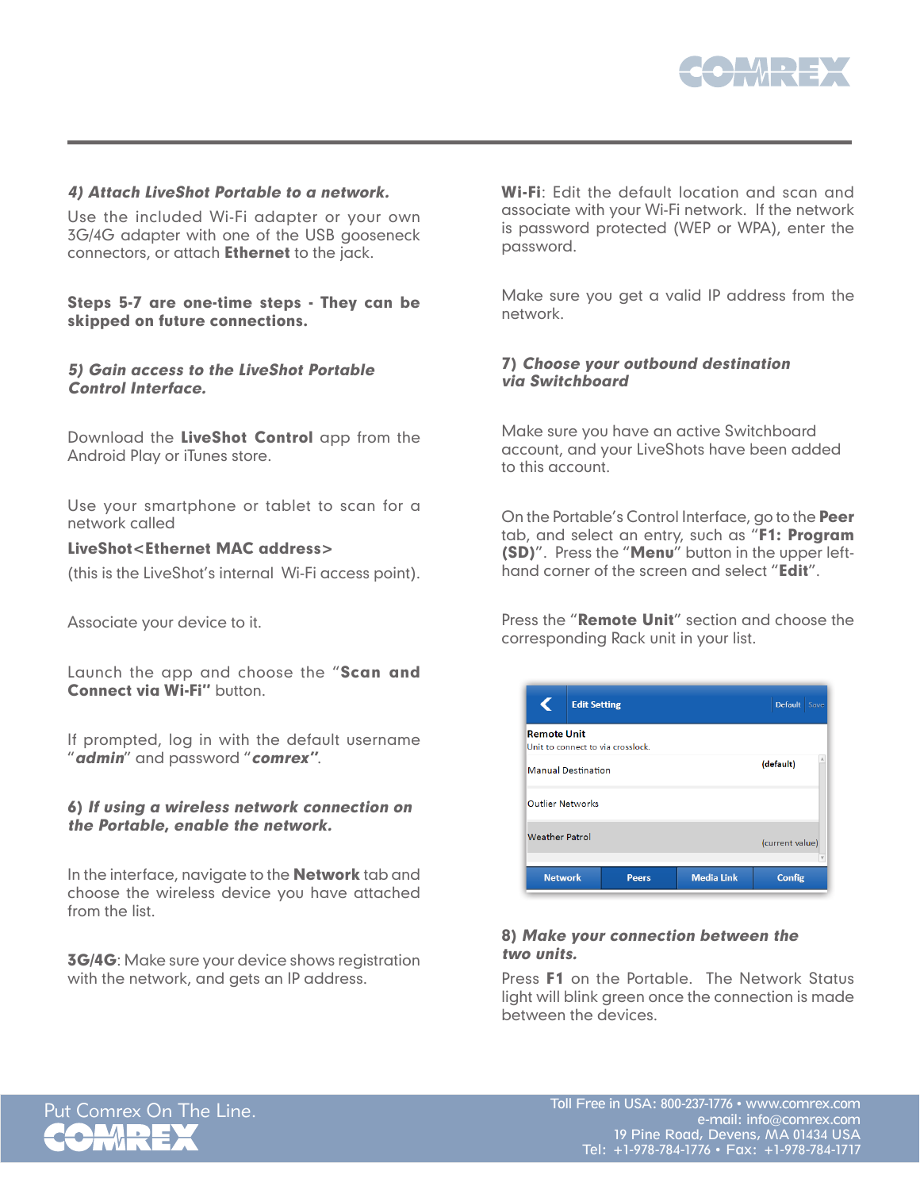### *4) Attach LiveShot Portable to a network.*

Use the included Wi-Fi adapter or your own 3G/4G adapter with one of the USB gooseneck connectors, or attach **Ethernet** to the jack.

**Steps 5-7 are one-time steps - They can be skipped on future connections.**

### *5) Gain access to the LiveShot Portable Control Interface.*

Download the **LiveShot Control** app from the Android Play or iTunes store.

Use your smartphone or tablet to scan for a network called

**LiveShot<Ethernet MAC address>**

(this is the LiveShot's internal Wi-Fi access point).

Associate your device to it.

Launch the app and choose the "**Scan and Connect via Wi-Fi"** button.

If prompted, log in with the default username "***admin***" and password "***comrex***".

### *6) If using a wireless network connection on the Portable, enable the network.*

In the interface, navigate to the **Network** tab and choose the wireless device you have attached from the list.

**3G/4G**: Make sure your device shows registration with the network, and gets an IP address.

**Wi-Fi**: Edit the default location and scan and associate with your Wi-Fi network. If the network is password protected (WEP or WPA), enter the password.

Make sure you get a valid IP address from the network.

### *7) Choose your outbound destination via Switchboard*

Make sure you have an active Switchboard account, and your LiveShots have been added to this account.

On the Portable's Control Interface, go to the **Peer** tab, and select an entry, such as "**F1: Program (SD)**". Press the "**Menu**" button in the upper left-hand corner of the screen and select "**Edit**".

Press the "**Remote Unit**" section and choose the corresponding Rack unit in your list.

Edit Setting
Default Save
Remote Unit
Unit to connect to via crosslock.
Manual Destination (default)
Outlier Networks
Weather Patrol (current value)
Network Peers Media Link Config

### *8) Make your connection between the two units.*

Press **F1** on the Portable. The Network Status light will blink green once the connection is made between the devices.

Put Comrex On The Line.

Toll Free in USA: 800-237-1776 • www.comrex.com
e-mail: info@comrex.com
19 Pine Road, Devens, MA 01434 USA
Tel: +1-978-784-1776 • Fax: +1-978-784-1717